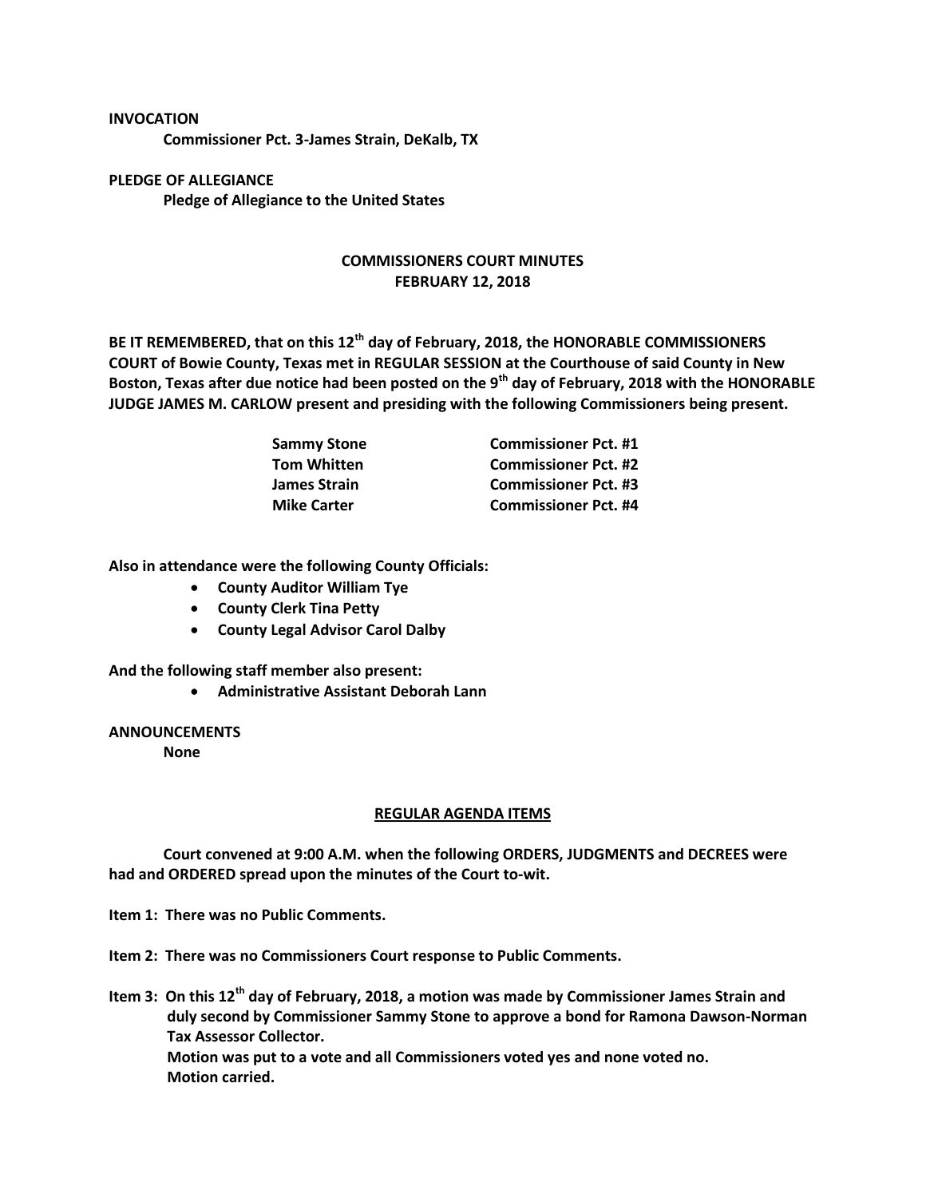**INVOCATION**

**Commissioner Pct. 3-James Strain, DeKalb, TX**

**PLEDGE OF ALLEGIANCE**

**Pledge of Allegiance to the United States**

## COMMISSIONERS COURT MINUTES
## FEBRUARY 12, 2018

**BE IT REMEMBERED, that on this 12th day of February, 2018, the HONORABLE COMMISSIONERS COURT of Bowie County, Texas met in REGULAR SESSION at the Courthouse of said County in New Boston, Texas after due notice had been posted on the 9th day of February, 2018 with the HONORABLE JUDGE JAMES M. CARLOW present and presiding with the following Commissioners being present.**

| | |
|---|---|
| **Sammy Stone** | **Commissioner Pct. #1** |
| **Tom Whitten** | **Commissioner Pct. #2** |
| **James Strain** | **Commissioner Pct. #3** |
| **Mike Carter** | **Commissioner Pct. #4** |

**Also in attendance were the following County Officials:**

- **County Auditor William Tye**
- **County Clerk Tina Petty**
- **County Legal Advisor Carol Dalby**

**And the following staff member also present:**

- **Administrative Assistant Deborah Lann**

**ANNOUNCEMENTS**

**None**

### REGULAR AGENDA ITEMS

**Court convened at 9:00 A.M. when the following ORDERS, JUDGMENTS and DECREES were had and ORDERED spread upon the minutes of the Court to-wit.**

**Item 1: There was no Public Comments.**

**Item 2: There was no Commissioners Court response to Public Comments.**

**Item 3: On this 12th day of February, 2018, a motion was made by Commissioner James Strain and duly second by Commissioner Sammy Stone to approve a bond for Ramona Dawson-Norman Tax Assessor Collector.**
**Motion was put to a vote and all Commissioners voted yes and none voted no.**
**Motion carried.**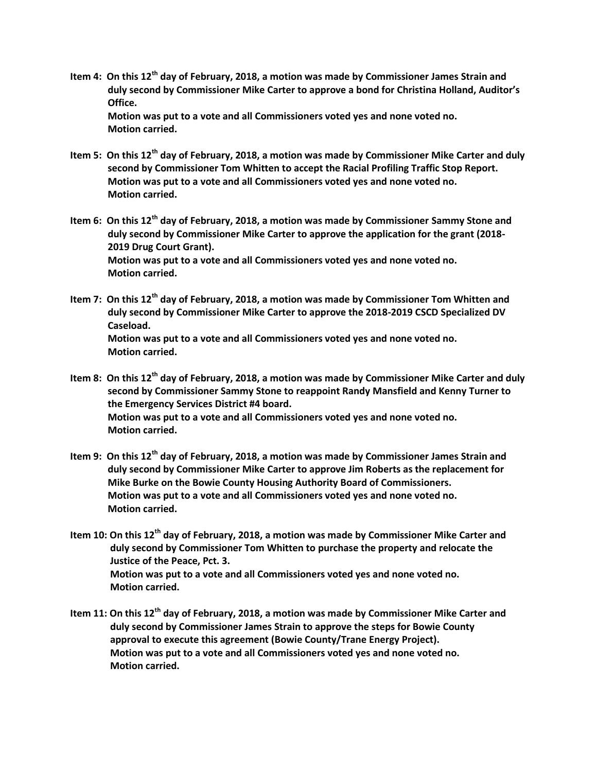**Item 4: On this 12th day of February, 2018, a motion was made by Commissioner James Strain and duly second by Commissioner Mike Carter to approve a bond for Christina Holland, Auditor's Office.**
**Motion was put to a vote and all Commissioners voted yes and none voted no.**
**Motion carried.**

**Item 5: On this 12th day of February, 2018, a motion was made by Commissioner Mike Carter and duly second by Commissioner Tom Whitten to accept the Racial Profiling Traffic Stop Report.**
**Motion was put to a vote and all Commissioners voted yes and none voted no.**
**Motion carried.**

**Item 6: On this 12th day of February, 2018, a motion was made by Commissioner Sammy Stone and duly second by Commissioner Mike Carter to approve the application for the grant (2018-2019 Drug Court Grant).**
**Motion was put to a vote and all Commissioners voted yes and none voted no.**
**Motion carried.**

**Item 7: On this 12th day of February, 2018, a motion was made by Commissioner Tom Whitten and duly second by Commissioner Mike Carter to approve the 2018-2019 CSCD Specialized DV Caseload.**
**Motion was put to a vote and all Commissioners voted yes and none voted no.**
**Motion carried.**

**Item 8: On this 12th day of February, 2018, a motion was made by Commissioner Mike Carter and duly second by Commissioner Sammy Stone to reappoint Randy Mansfield and Kenny Turner to the Emergency Services District #4 board.**
**Motion was put to a vote and all Commissioners voted yes and none voted no.**
**Motion carried.**

**Item 9: On this 12th day of February, 2018, a motion was made by Commissioner James Strain and duly second by Commissioner Mike Carter to approve Jim Roberts as the replacement for Mike Burke on the Bowie County Housing Authority Board of Commissioners.**
**Motion was put to a vote and all Commissioners voted yes and none voted no.**
**Motion carried.**

**Item 10: On this 12th day of February, 2018, a motion was made by Commissioner Mike Carter and duly second by Commissioner Tom Whitten to purchase the property and relocate the Justice of the Peace, Pct. 3.**
**Motion was put to a vote and all Commissioners voted yes and none voted no.**
**Motion carried.**

**Item 11: On this 12th day of February, 2018, a motion was made by Commissioner Mike Carter and duly second by Commissioner James Strain to approve the steps for Bowie County approval to execute this agreement (Bowie County/Trane Energy Project).**
**Motion was put to a vote and all Commissioners voted yes and none voted no.**
**Motion carried.**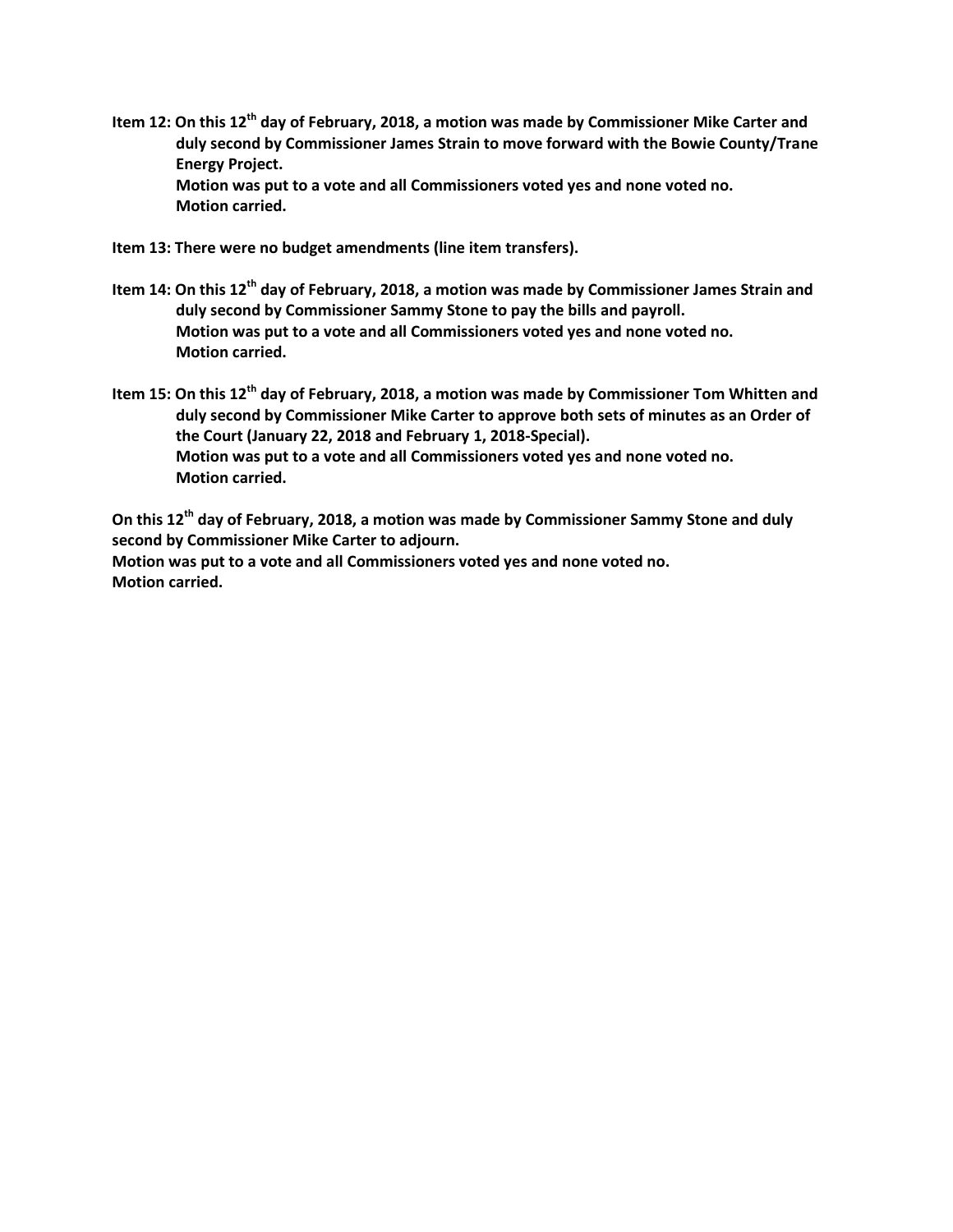**Item 12: On this 12th day of February, 2018, a motion was made by Commissioner Mike Carter and duly second by Commissioner James Strain to move forward with the Bowie County/Trane Energy Project.**
**Motion was put to a vote and all Commissioners voted yes and none voted no.**
**Motion carried.**

**Item 13: There were no budget amendments (line item transfers).**

**Item 14: On this 12th day of February, 2018, a motion was made by Commissioner James Strain and duly second by Commissioner Sammy Stone to pay the bills and payroll.**
**Motion was put to a vote and all Commissioners voted yes and none voted no.**
**Motion carried.**

**Item 15: On this 12th day of February, 2018, a motion was made by Commissioner Tom Whitten and duly second by Commissioner Mike Carter to approve both sets of minutes as an Order of the Court (January 22, 2018 and February 1, 2018-Special).**
**Motion was put to a vote and all Commissioners voted yes and none voted no.**
**Motion carried.**

**On this 12th day of February, 2018, a motion was made by Commissioner Sammy Stone and duly second by Commissioner Mike Carter to adjourn.**
**Motion was put to a vote and all Commissioners voted yes and none voted no.**
**Motion carried.**